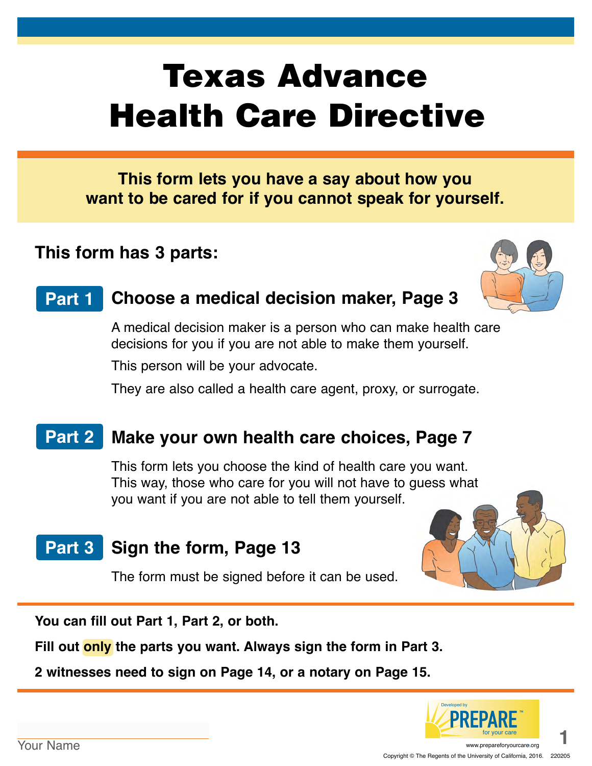# Texas Advance Health Care Directive

**This form lets you have a say about how you want to be cared for if you cannot speak for yourself.**

## This form has 3 parts:

### Part 1 Choose a medical decision maker, Page 3

A medical decision maker is a person who can make health care decisions for you if you are not able to make them yourself.

This person will be your advocate.

They are also called a health care agent, proxy, or surrogate.

### Part 2 Make your own health care choices, Page 7

This form lets you choose the kind of health care you want. This way, those who care for you will not have to guess what you want if you are not able to tell them yourself.

### Part 3 Sign the form, Page 13

The form must be signed before it can be used.

**You can fill out Part 1, Part 2, or both.**

**Fill out only the parts you want. Always sign the form in Part 3.**

**2 witnesses need to sign on Page 14, or a notary on Page 15.**

Your Name

Developed by PREPARE™ for your care

www.prepareforyourcare.org

Copyright © The Regents of the University of California, 2016. 220205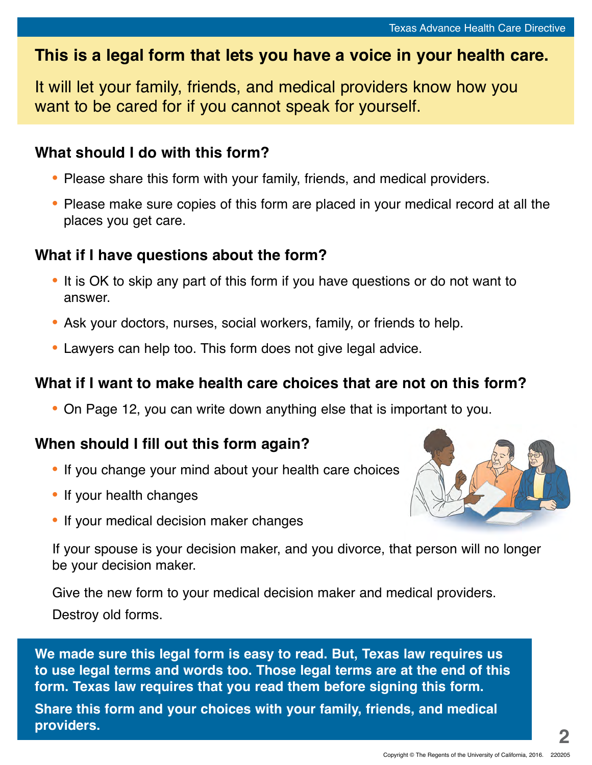**This is a legal form that lets you have a voice in your health care.**

It will let your family, friends, and medical providers know how you want to be cared for if you cannot speak for yourself.

### What should I do with this form?

- Please share this form with your family, friends, and medical providers.
- Please make sure copies of this form are placed in your medical record at all the places you get care.

### What if I have questions about the form?

- It is OK to skip any part of this form if you have questions or do not want to answer.
- Ask your doctors, nurses, social workers, family, or friends to help.
- Lawyers can help too. This form does not give legal advice.

### What if I want to make health care choices that are not on this form?

- On Page 12, you can write down anything else that is important to you.

### When should I fill out this form again?

- If you change your mind about your health care choices
- If your health changes
- If your medical decision maker changes

If your spouse is your decision maker, and you divorce, that person will no longer be your decision maker.

Give the new form to your medical decision maker and medical providers.

Destroy old forms.

**We made sure this legal form is easy to read. But, Texas law requires us to use legal terms and words too. Those legal terms are at the end of this form. Texas law requires that you read them before signing this form.**

**Share this form and your choices with your family, friends, and medical providers.**

Copyright © The Regents of the University of California, 2016. 220205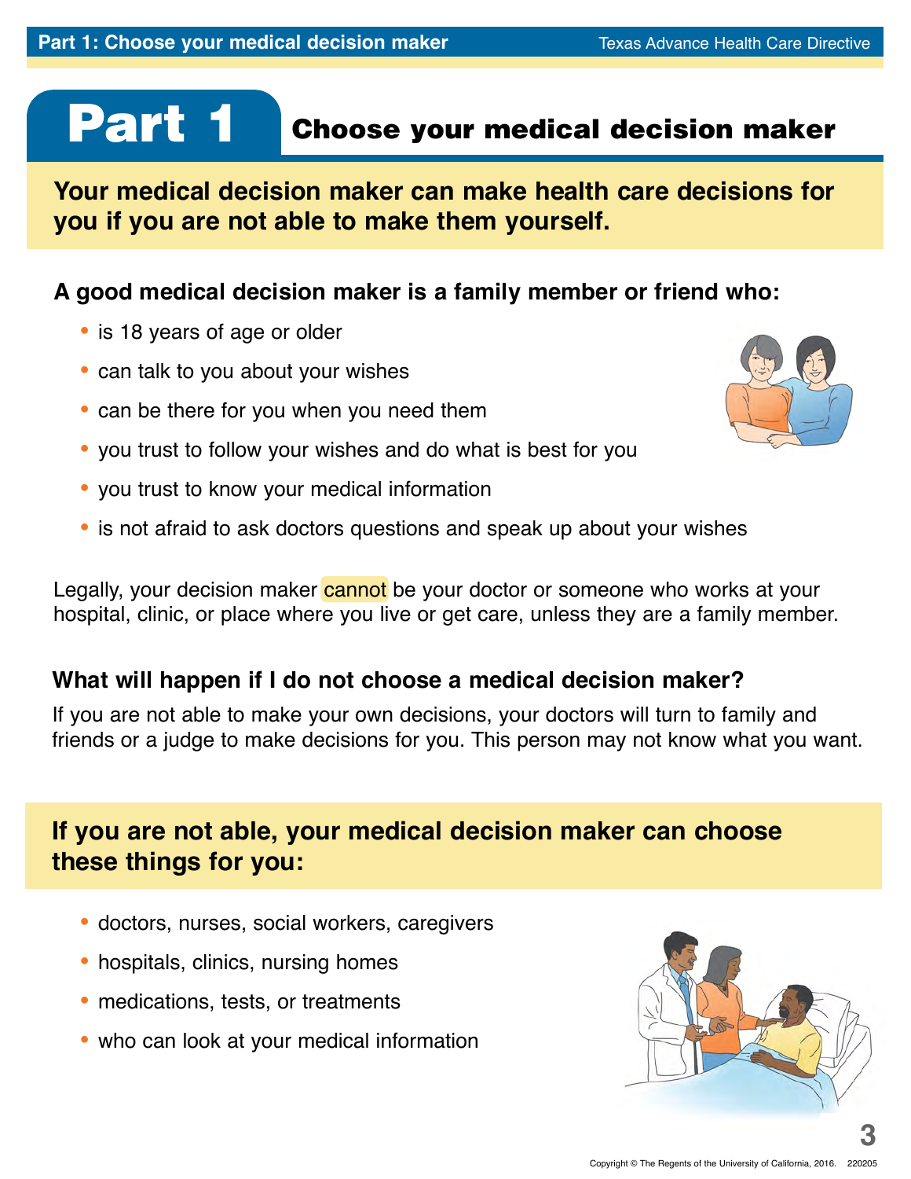# Part 1 Choose your medical decision maker

**Your medical decision maker can make health care decisions for you if you are not able to make them yourself.**

### A good medical decision maker is a family member or friend who:

- is 18 years of age or older
- can talk to you about your wishes
- can be there for you when you need them
- you trust to follow your wishes and do what is best for you
- you trust to know your medical information
- is not afraid to ask doctors questions and speak up about your wishes

Legally, your decision maker cannot be your doctor or someone who works at your hospital, clinic, or place where you live or get care, unless they are a family member.

### What will happen if I do not choose a medical decision maker?

If you are not able to make your own decisions, your doctors will turn to family and friends or a judge to make decisions for you. This person may not know what you want.

**If you are not able, your medical decision maker can choose these things for you:**

- doctors, nurses, social workers, caregivers
- hospitals, clinics, nursing homes
- medications, tests, or treatments
- who can look at your medical information

Copyright © The Regents of the University of California, 2016. 220205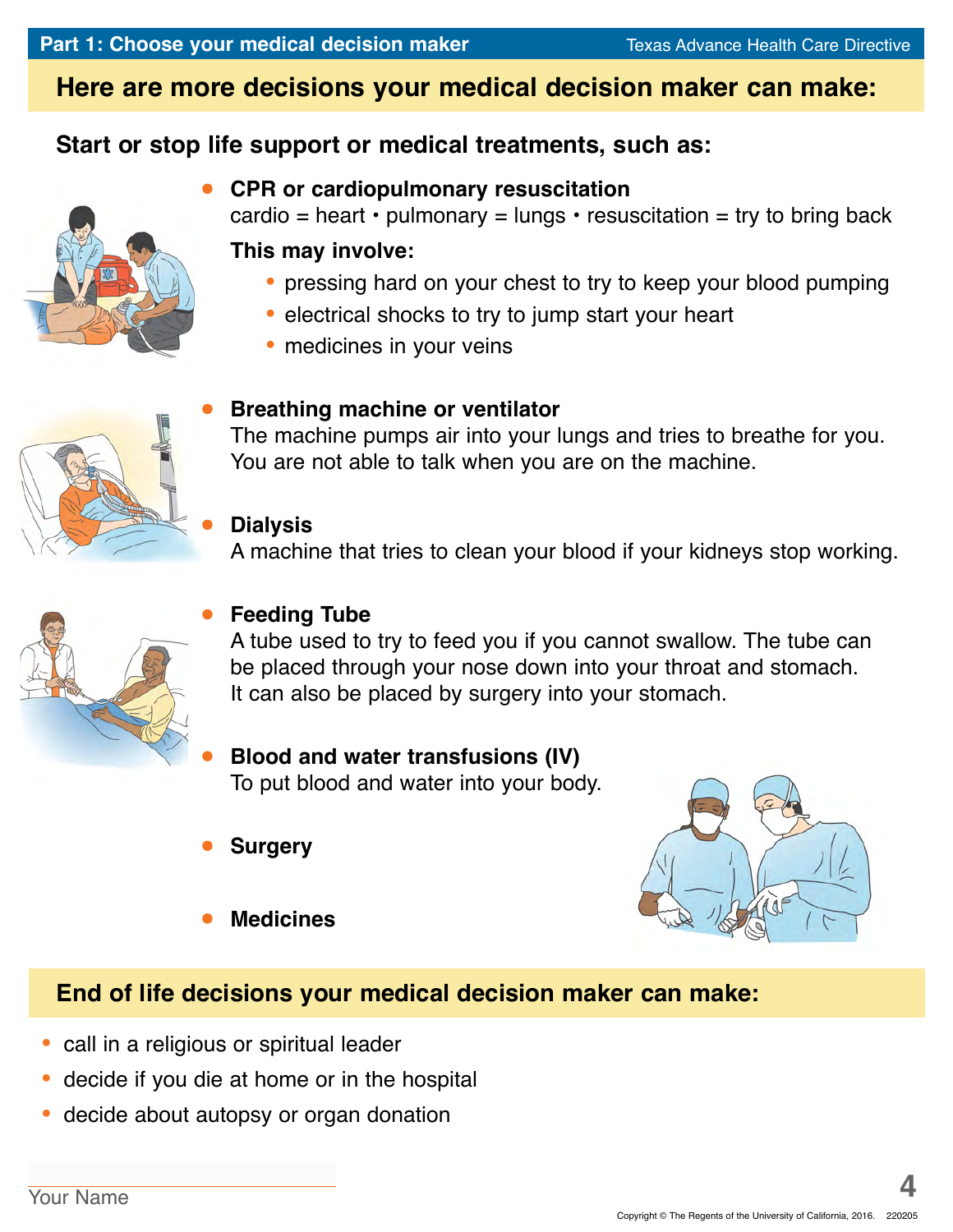## Part 1: Choose your medical decision maker

## Here are more decisions your medical decision maker can make:

### Start or stop life support or medical treatments, such as:

- **CPR or cardiopulmonary resuscitation**
  cardio = heart • pulmonary = lungs • resuscitation = try to bring back

  **This may involve:**
  - pressing hard on your chest to try to keep your blood pumping
  - electrical shocks to try to jump start your heart
  - medicines in your veins

- **Breathing machine or ventilator**
  The machine pumps air into your lungs and tries to breathe for you. You are not able to talk when you are on the machine.

- **Dialysis**
  A machine that tries to clean your blood if your kidneys stop working.

- **Feeding Tube**
  A tube used to try to feed you if you cannot swallow. The tube can be placed through your nose down into your throat and stomach. It can also be placed by surgery into your stomach.

- **Blood and water transfusions (IV)**
  To put blood and water into your body.

- **Surgery**

- **Medicines**

## End of life decisions your medical decision maker can make:

- call in a religious or spiritual leader
- decide if you die at home or in the hospital
- decide about autopsy or organ donation

Your Name

Copyright © The Regents of the University of California, 2016. 220205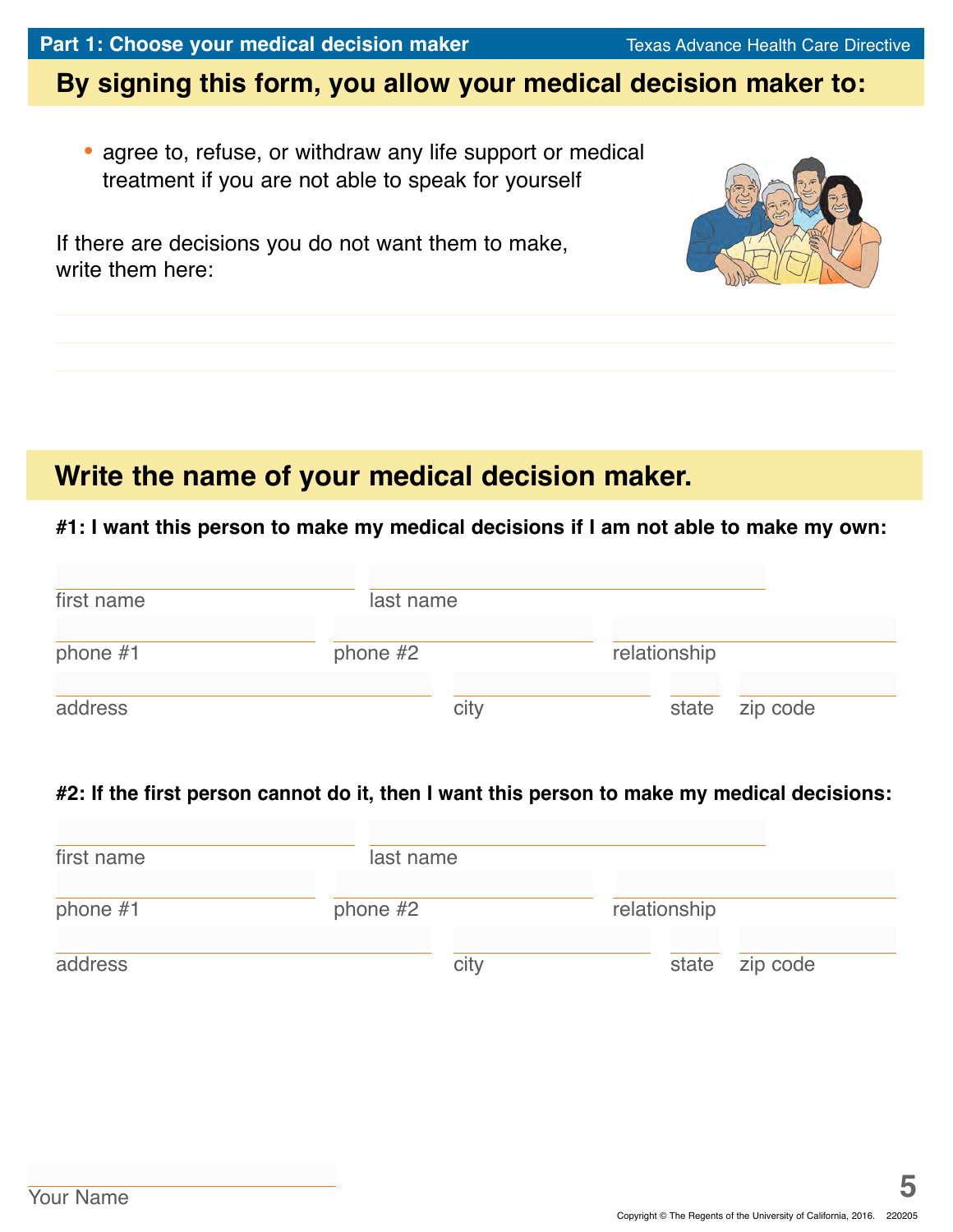## Part 1: Choose your medical decision maker

Texas Advance Health Care Directive

## By signing this form, you allow your medical decision maker to:

- agree to, refuse, or withdraw any life support or medical treatment if you are not able to speak for yourself

If there are decisions you do not want them to make, write them here:

______________________________________________

______________________________________________

______________________________________________

## Write the name of your medical decision maker.

**#1: I want this person to make my medical decisions if I am not able to make my own:**

first name ____________ last name ____________

phone #1 ____________ phone #2 ____________ relationship ____________

address ____________ city ____________ state ____ zip code ____________

**#2: If the first person cannot do it, then I want this person to make my medical decisions:**

first name ____________ last name ____________

phone #1 ____________ phone #2 ____________ relationship ____________

address ____________ city ____________ state ____ zip code ____________

Your Name ____________

Copyright © The Regents of the University of California, 2016. 220205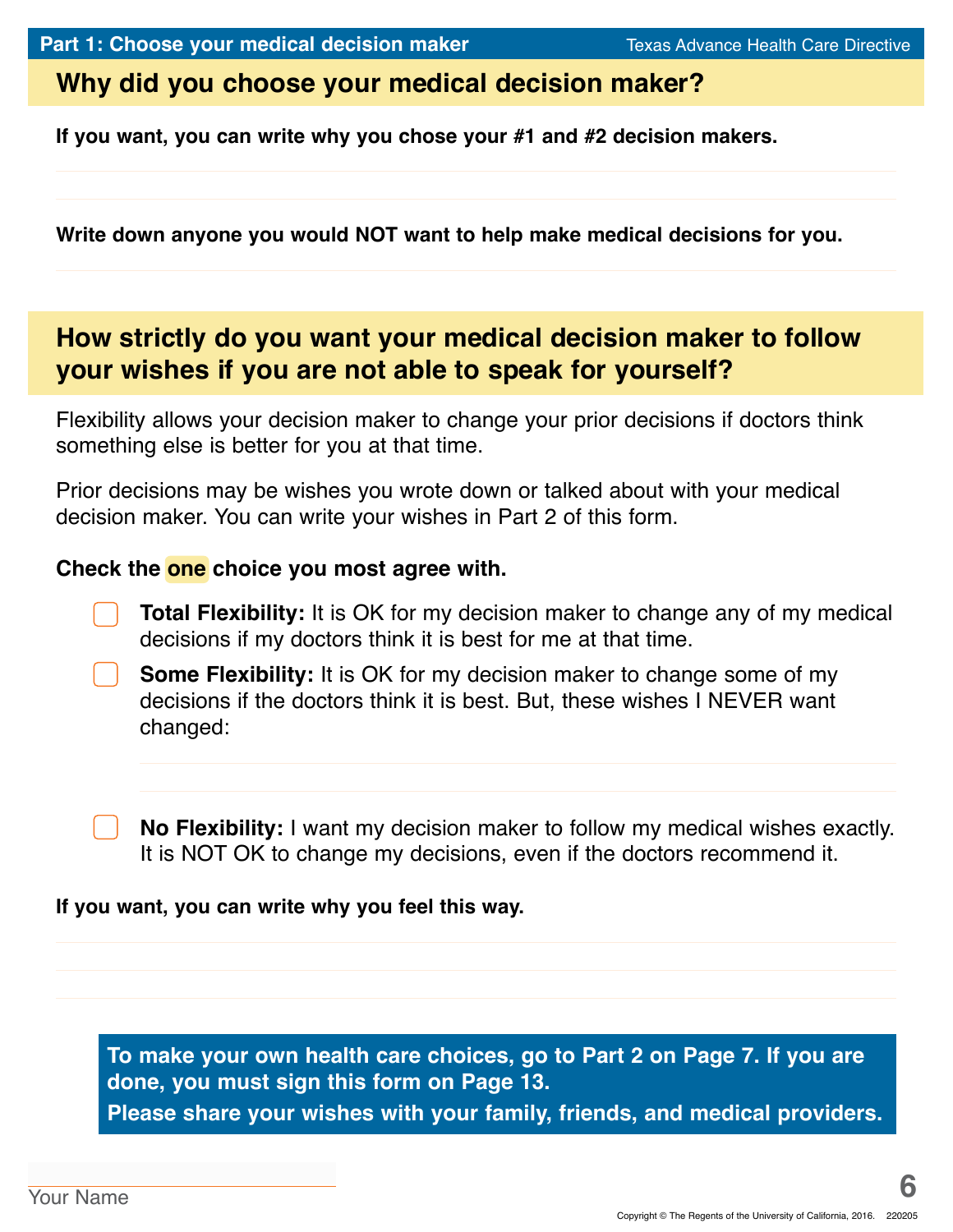## Part 1: Choose your medical decision maker

# Why did you choose your medical decision maker?

**If you want, you can write why you chose your #1 and #2 decision makers.**

**Write down anyone you would NOT want to help make medical decisions for you.**

# How strictly do you want your medical decision maker to follow your wishes if you are not able to speak for yourself?

Flexibility allows your decision maker to change your prior decisions if doctors think something else is better for you at that time.

Prior decisions may be wishes you wrote down or talked about with your medical decision maker. You can write your wishes in Part 2 of this form.

**Check the one choice you most agree with.**

- ☐ **Total Flexibility:** It is OK for my decision maker to change any of my medical decisions if my doctors think it is best for me at that time.
- ☐ **Some Flexibility:** It is OK for my decision maker to change some of my decisions if the doctors think it is best. But, these wishes I NEVER want changed:
- ☐ **No Flexibility:** I want my decision maker to follow my medical wishes exactly. It is NOT OK to change my decisions, even if the doctors recommend it.

**If you want, you can write why you feel this way.**

**To make your own health care choices, go to Part 2 on Page 7. If you are done, you must sign this form on Page 13.**

**Please share your wishes with your family, friends, and medical providers.**

Your Name

Copyright © The Regents of the University of California, 2016. 220205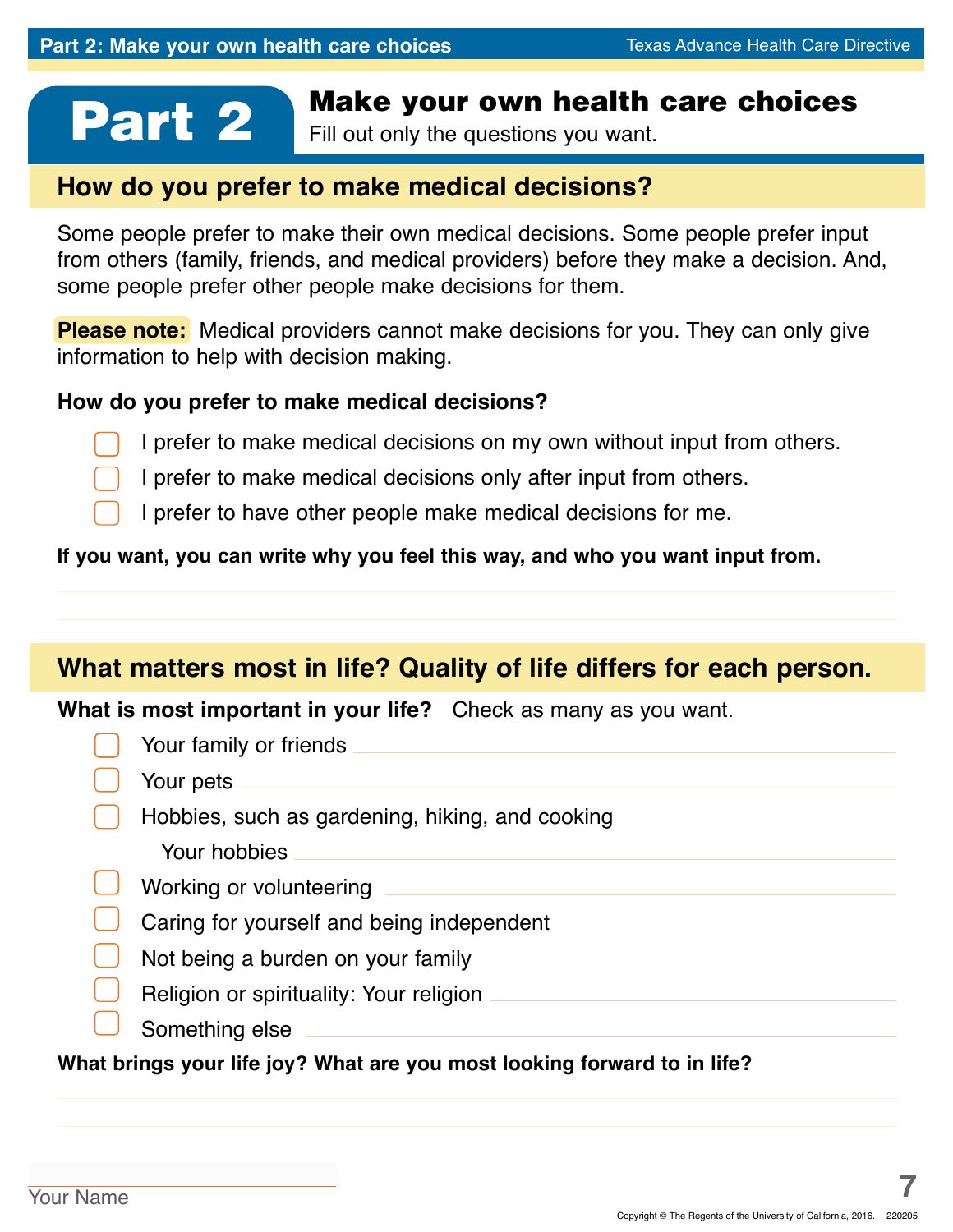# Part 2

## Make your own health care choices

Fill out only the questions you want.

### How do you prefer to make medical decisions?

Some people prefer to make their own medical decisions. Some people prefer input from others (family, friends, and medical providers) before they make a decision. And, some people prefer other people make decisions for them.

**Please note:** Medical providers cannot make decisions for you. They can only give information to help with decision making.

**How do you prefer to make medical decisions?**

- ☐ I prefer to make medical decisions on my own without input from others.
- ☐ I prefer to make medical decisions only after input from others.
- ☐ I prefer to have other people make medical decisions for me.

**If you want, you can write why you feel this way, and who you want input from.**

______________________________________________

______________________________________________

### What matters most in life? Quality of life differs for each person.

**What is most important in your life?** Check as many as you want.

- ☐ Your family or friends ______________________
- ☐ Your pets ______________________
- ☐ Hobbies, such as gardening, hiking, and cooking
  Your hobbies ______________________
- ☐ Working or volunteering ______________________
- ☐ Caring for yourself and being independent
- ☐ Not being a burden on your family
- ☐ Religion or spirituality: Your religion ______________________
- ☐ Something else ______________________

**What brings your life joy? What are you most looking forward to in life?**

______________________________________________

______________________________________________

______________________
Your Name

Copyright © The Regents of the University of California, 2016. 220205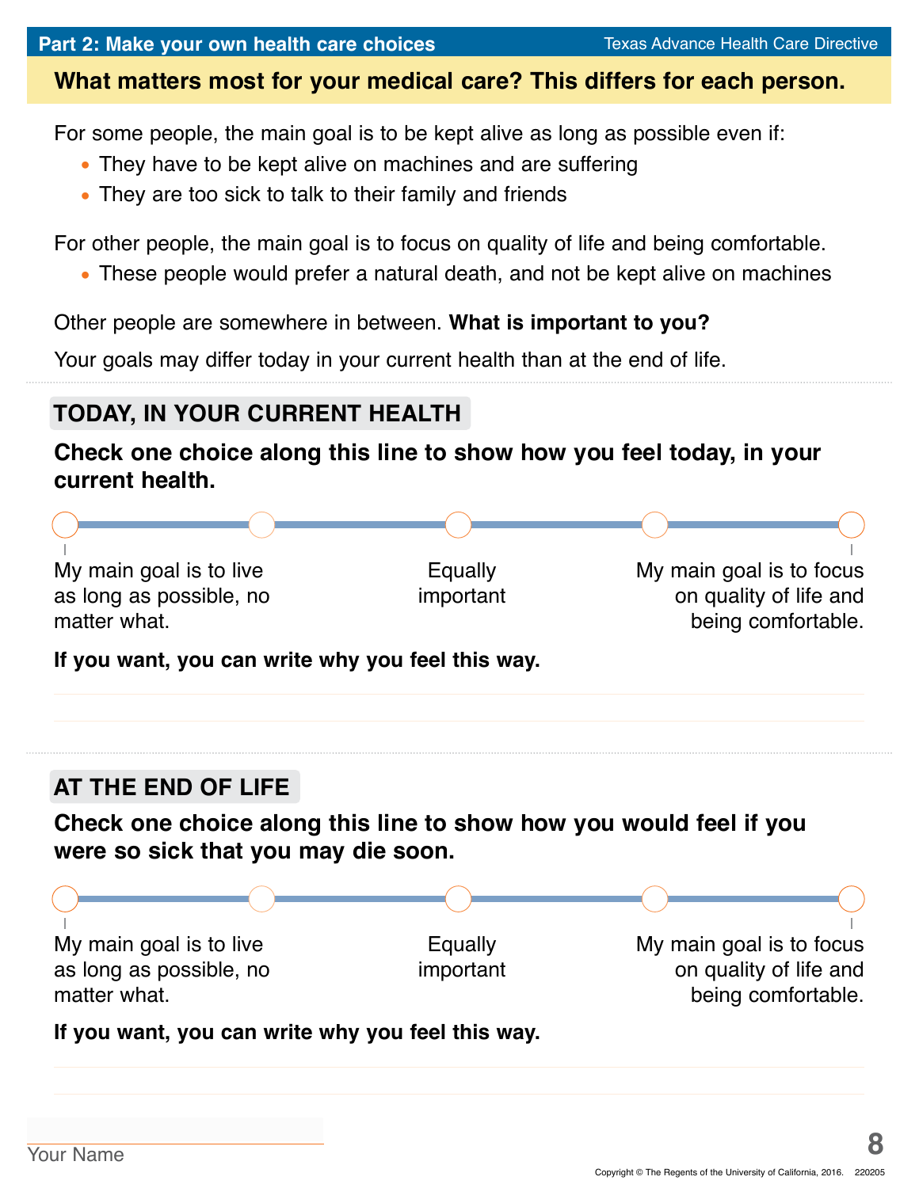## Part 2: Make your own health care choices

### What matters most for your medical care? This differs for each person.

For some people, the main goal is to be kept alive as long as possible even if:

- They have to be kept alive on machines and are suffering
- They are too sick to talk to their family and friends

For other people, the main goal is to focus on quality of life and being comfortable.

- These people would prefer a natural death, and not be kept alive on machines

Other people are somewhere in between. **What is important to you?**

Your goals may differ today in your current health than at the end of life.

### TODAY, IN YOUR CURRENT HEALTH

**Check one choice along this line to show how you feel today, in your current health.**

○ ——— ○ ——— ○ ——— ○ ——— ○

| My main goal is to live as long as possible, no matter what. | Equally important | My main goal is to focus on quality of life and being comfortable. |
|---|---|---|

**If you want, you can write why you feel this way.**

______________________________________________

______________________________________________

### AT THE END OF LIFE

**Check one choice along this line to show how you would feel if you were so sick that you may die soon.**

○ ——— ○ ——— ○ ——— ○ ——— ○

| My main goal is to live as long as possible, no matter what. | Equally important | My main goal is to focus on quality of life and being comfortable. |
|---|---|---|

**If you want, you can write why you feel this way.**

______________________________________________

______________________________________________

______________________________

Your Name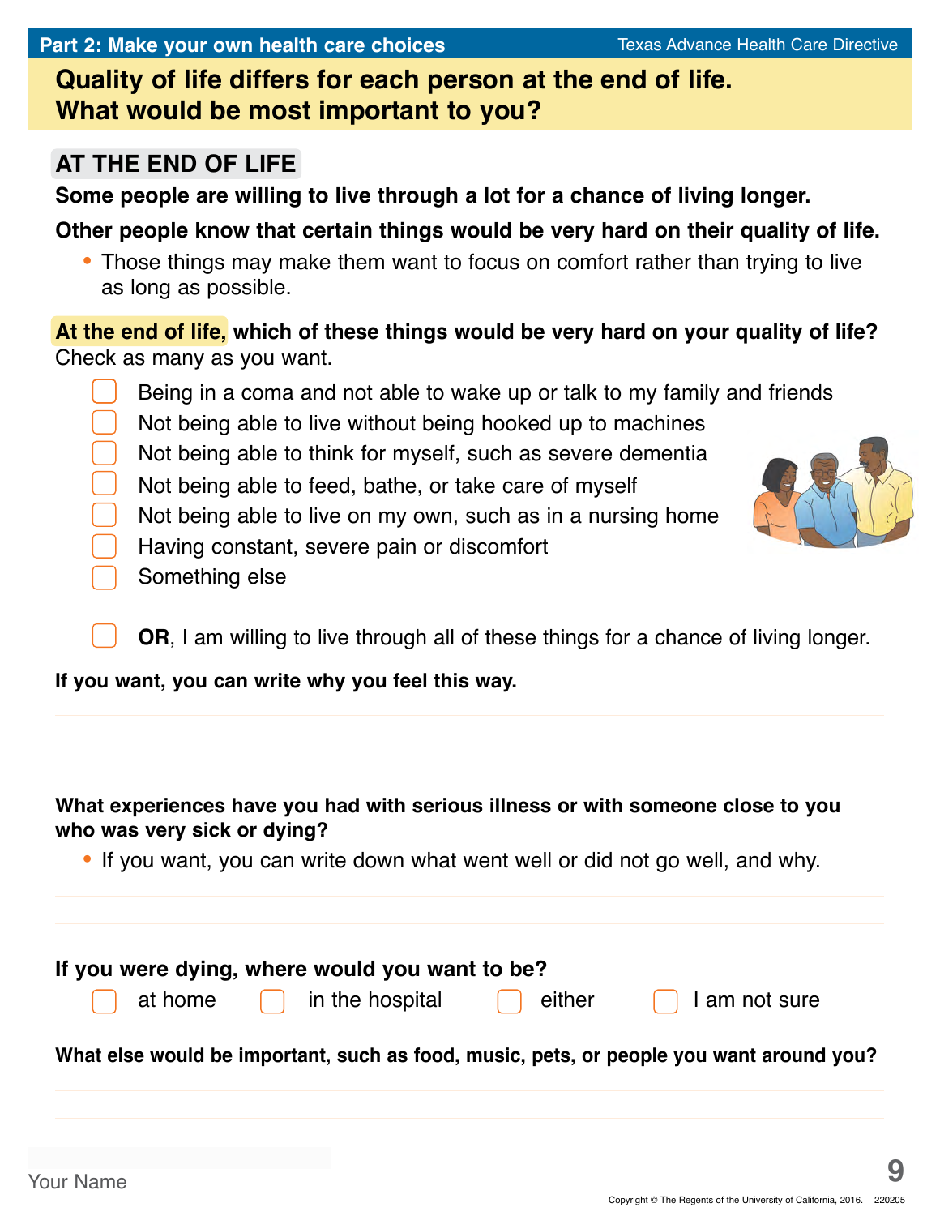## Quality of life differs for each person at the end of life. What would be most important to you?

### AT THE END OF LIFE

**Some people are willing to live through a lot for a chance of living longer.**

**Other people know that certain things would be very hard on their quality of life.**

- Those things may make them want to focus on comfort rather than trying to live as long as possible.

**At the end of life, which of these things would be very hard on your quality of life?** Check as many as you want.

- ☐ Being in a coma and not able to wake up or talk to my family and friends
- ☐ Not being able to live without being hooked up to machines
- ☐ Not being able to think for myself, such as severe dementia
- ☐ Not being able to feed, bathe, or take care of myself
- ☐ Not being able to live on my own, such as in a nursing home
- ☐ Having constant, severe pain or discomfort
- ☐ Something else ______________________________

- ☐ **OR**, I am willing to live through all of these things for a chance of living longer.

**If you want, you can write why you feel this way.**

______________________________

______________________________

**What experiences have you had with serious illness or with someone close to you who was very sick or dying?**

- If you want, you can write down what went well or did not go well, and why.

______________________________

______________________________

**If you were dying, where would you want to be?**

☐ at home ☐ in the hospital ☐ either ☐ I am not sure

**What else would be important, such as food, music, pets, or people you want around you?**

______________________________

______________________________

Your Name ______________________________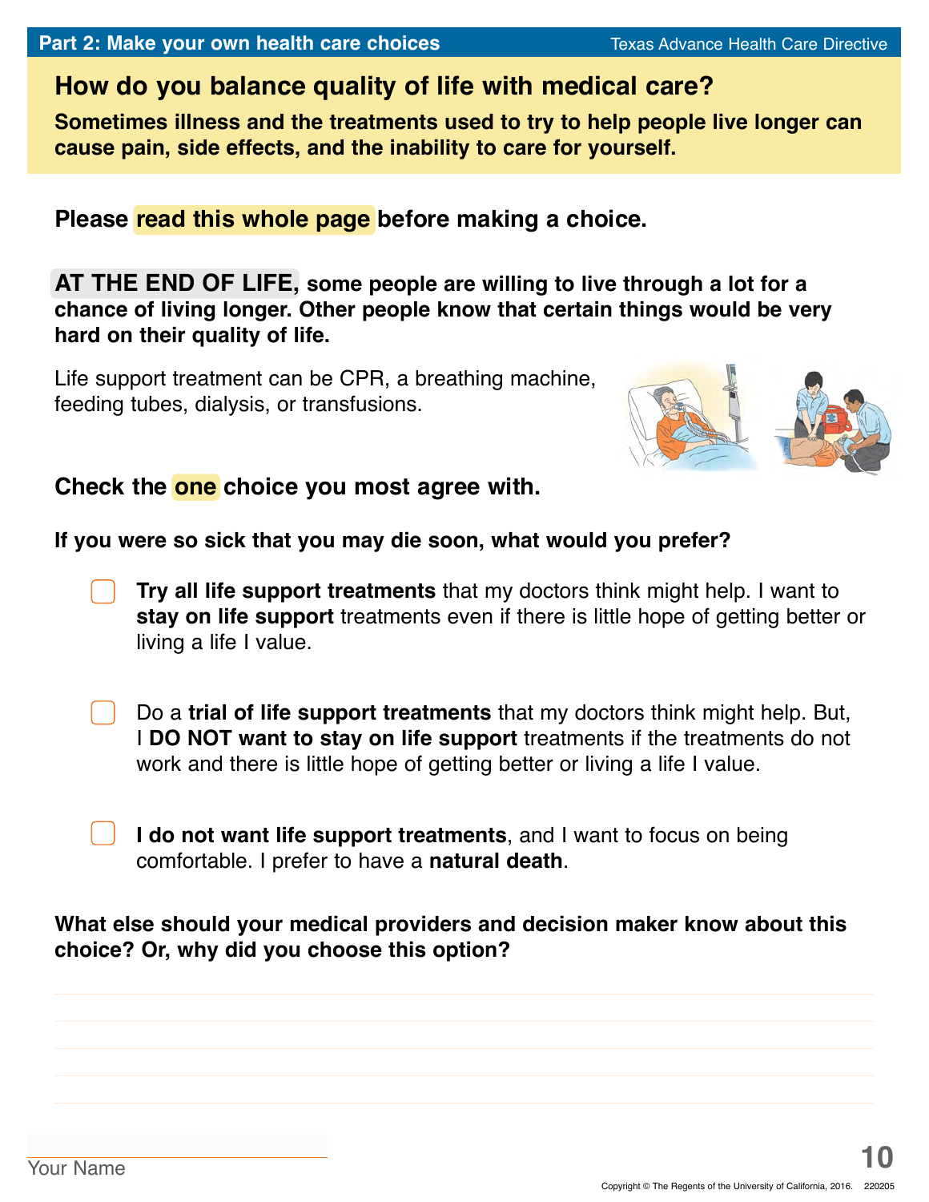## How do you balance quality of life with medical care?

**Sometimes illness and the treatments used to try to help people live longer can cause pain, side effects, and the inability to care for yourself.**

**Please read this whole page before making a choice.**

**AT THE END OF LIFE, some people are willing to live through a lot for a chance of living longer. Other people know that certain things would be very hard on their quality of life.**

Life support treatment can be CPR, a breathing machine, feeding tubes, dialysis, or transfusions.

**Check the one choice you most agree with.**

**If you were so sick that you may die soon, what would you prefer?**

- ☐ **Try all life support treatments** that my doctors think might help. I want to **stay on life support** treatments even if there is little hope of getting better or living a life I value.

- ☐ Do a **trial of life support treatments** that my doctors think might help. But, I **DO NOT want to stay on life support** treatments if the treatments do not work and there is little hope of getting better or living a life I value.

- ☐ **I do not want life support treatments**, and I want to focus on being comfortable. I prefer to have a **natural death**.

**What else should your medical providers and decision maker know about this choice? Or, why did you choose this option?**

_______________________________________________

_______________________________________________

_______________________________________________

_______________________________________________

Your Name ______________________

Copyright © The Regents of the University of California, 2016. 220205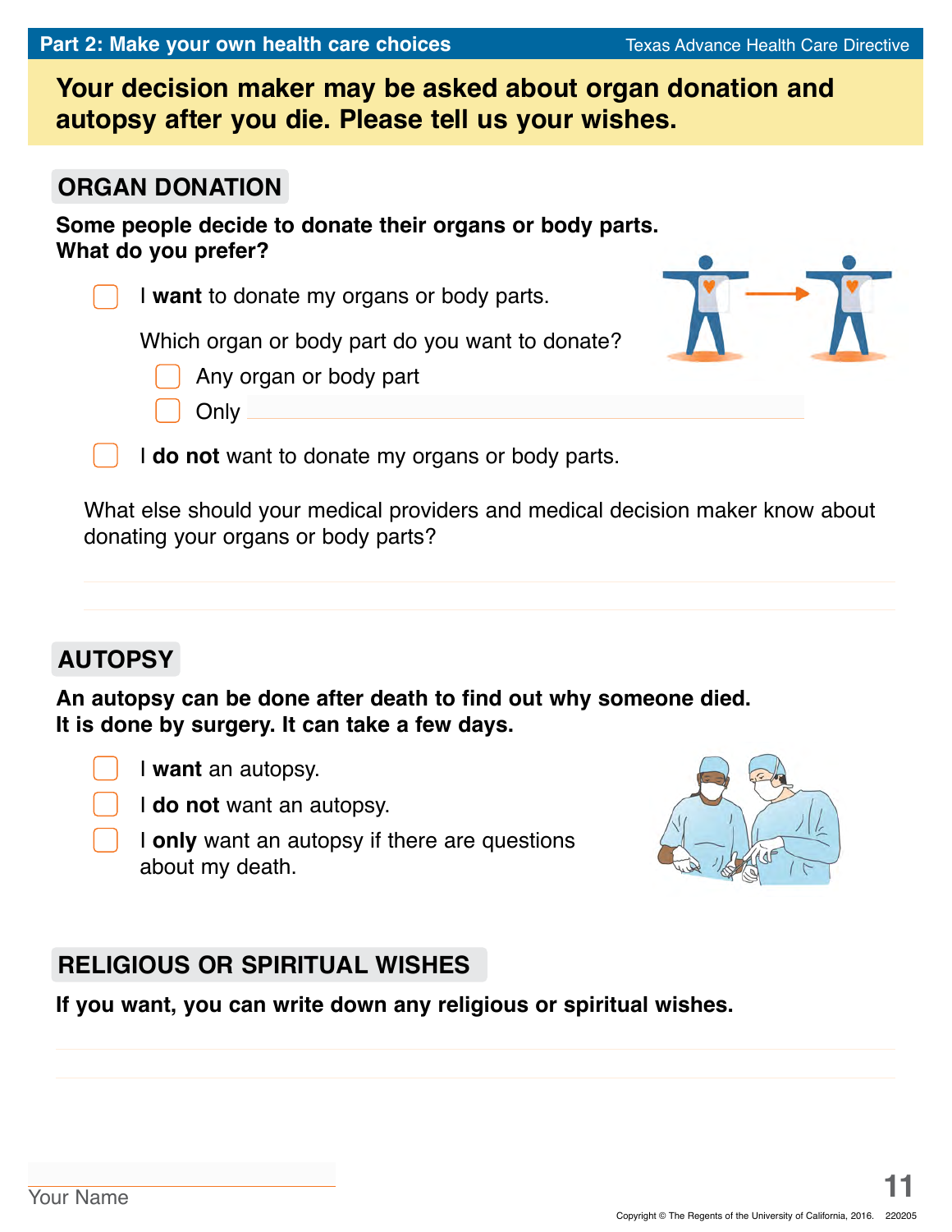**Your decision maker may be asked about organ donation and autopsy after you die. Please tell us your wishes.**

## ORGAN DONATION

**Some people decide to donate their organs or body parts. What do you prefer?**

- ☐ I **want** to donate my organs or body parts.

  Which organ or body part do you want to donate?

  - ☐ Any organ or body part
  - ☐ Only ______________________________

- ☐ I **do not** want to donate my organs or body parts.

What else should your medical providers and medical decision maker know about donating your organs or body parts?

______________________________

______________________________

## AUTOPSY

**An autopsy can be done after death to find out why someone died. It is done by surgery. It can take a few days.**

- ☐ I **want** an autopsy.
- ☐ I **do not** want an autopsy.
- ☐ I **only** want an autopsy if there are questions about my death.

## RELIGIOUS OR SPIRITUAL WISHES

**If you want, you can write down any religious or spiritual wishes.**

______________________________

______________________________

______________________________
Your Name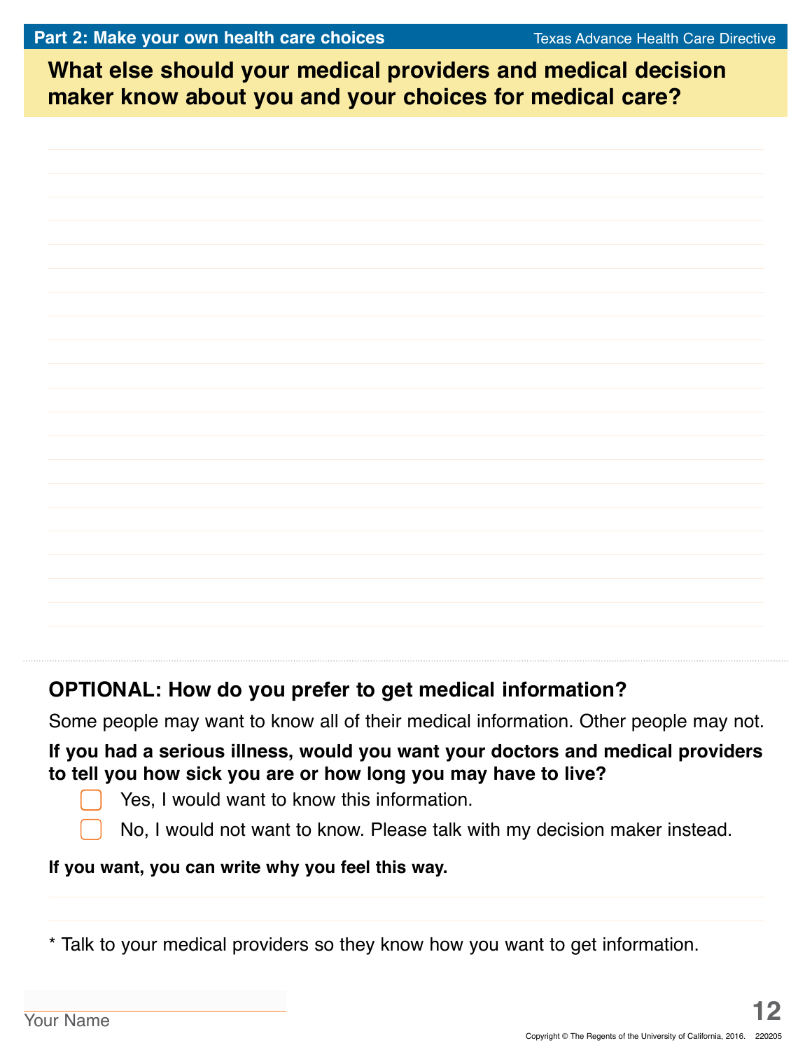## Part 2: Make your own health care choices

## What else should your medical providers and medical decision maker know about you and your choices for medical care?

---

### OPTIONAL: How do you prefer to get medical information?

Some people may want to know all of their medical information. Other people may not.

**If you had a serious illness, would you want your doctors and medical providers to tell you how sick you are or how long you may have to live?**

- ☐ Yes, I would want to know this information.
- ☐ No, I would not want to know. Please talk with my decision maker instead.

**If you want, you can write why you feel this way.**

* Talk to your medical providers so they know how you want to get information.

Your Name

Copyright © The Regents of the University of California, 2016. 220205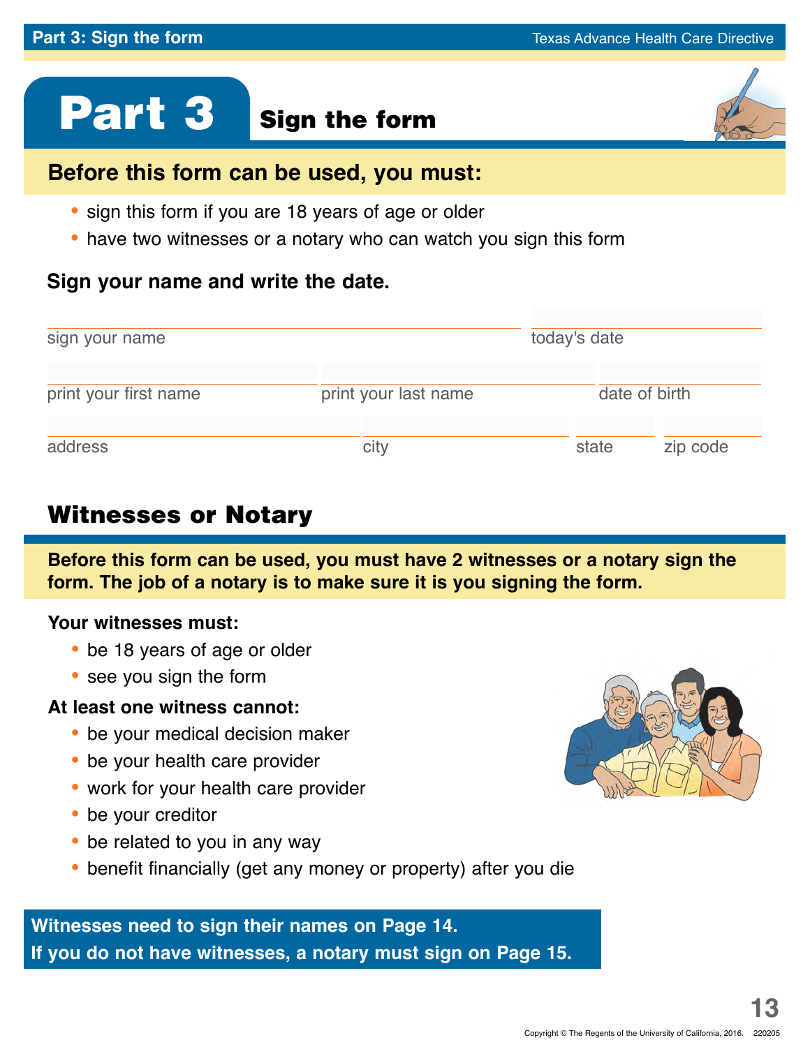# Part 3 Sign the form

## Before this form can be used, you must:

- sign this form if you are 18 years of age or older
- have two witnesses or a notary who can watch you sign this form

### Sign your name and write the date.

sign your name ______________________ today's date ______________

print your first name ______________ print your last name ______________ date of birth ______________

address ______________ city ______________ state ______ zip code ______

## Witnesses or Notary

**Before this form can be used, you must have 2 witnesses or a notary sign the form. The job of a notary is to make sure it is you signing the form.**

**Your witnesses must:**

- be 18 years of age or older
- see you sign the form

**At least one witness cannot:**

- be your medical decision maker
- be your health care provider
- work for your health care provider
- be your creditor
- be related to you in any way
- benefit financially (get any money or property) after you die

**Witnesses need to sign their names on Page 14.**
**If you do not have witnesses, a notary must sign on Page 15.**

Copyright © The Regents of the University of California, 2016. 220205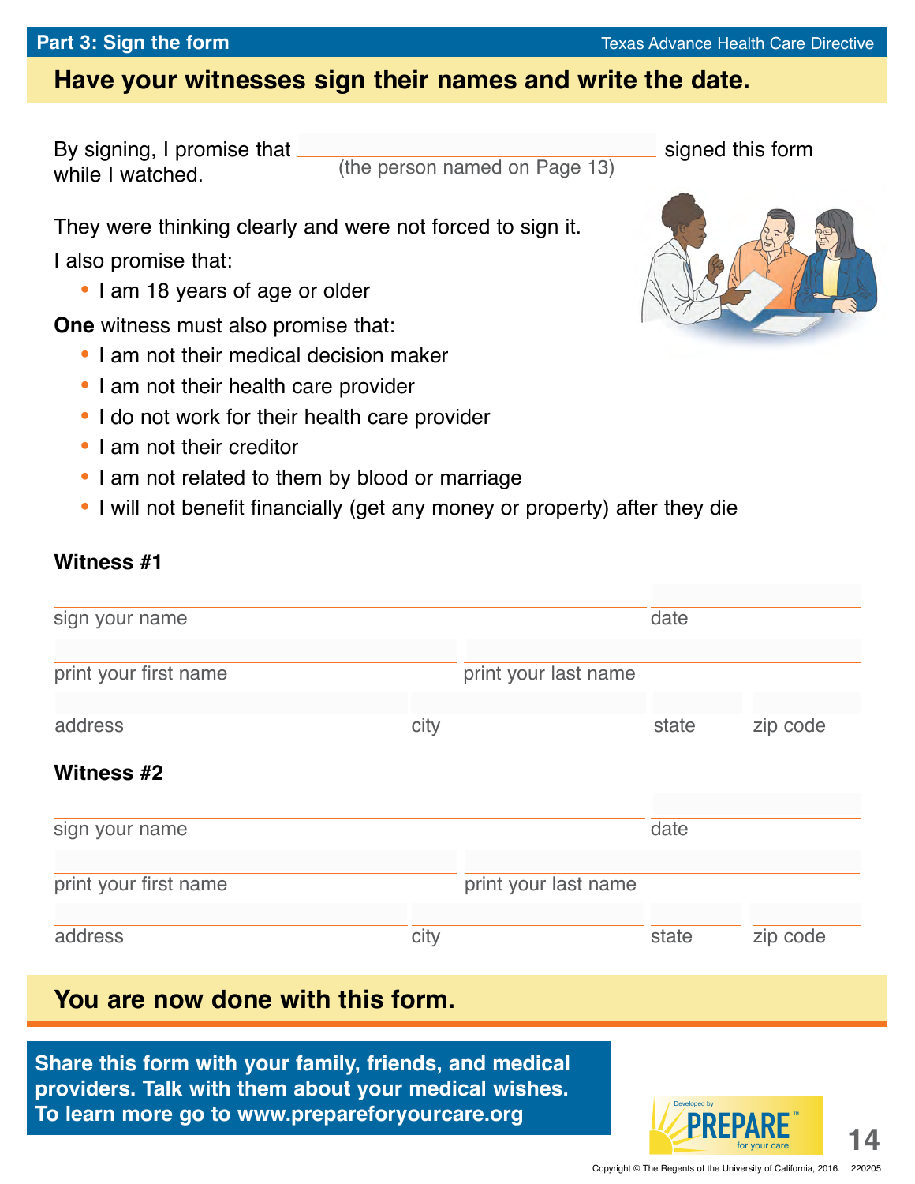**Part 3: Sign the form** Texas Advance Health Care Directive

## Have your witnesses sign their names and write the date.

By signing, I promise that ______________________ signed this form while I watched.
(the person named on Page 13)

They were thinking clearly and were not forced to sign it.

I also promise that:

- I am 18 years of age or older

**One** witness must also promise that:

- I am not their medical decision maker
- I am not their health care provider
- I do not work for their health care provider
- I am not their creditor
- I am not related to them by blood or marriage
- I will not benefit financially (get any money or property) after they die

### Witness #1

______________________ sign your name ______________ date

______________ print your first name ______________ print your last name

______________ address ______________ city ______ state ______ zip code

### Witness #2

______________________ sign your name ______________ date

______________ print your first name ______________ print your last name

______________ address ______________ city ______ state ______ zip code

## You are now done with this form.

**Share this form with your family, friends, and medical providers. Talk with them about your medical wishes. To learn more go to www.prepareforyourcare.org**

Developed by PREPARE™ for your care

Copyright © The Regents of the University of California, 2016. 220205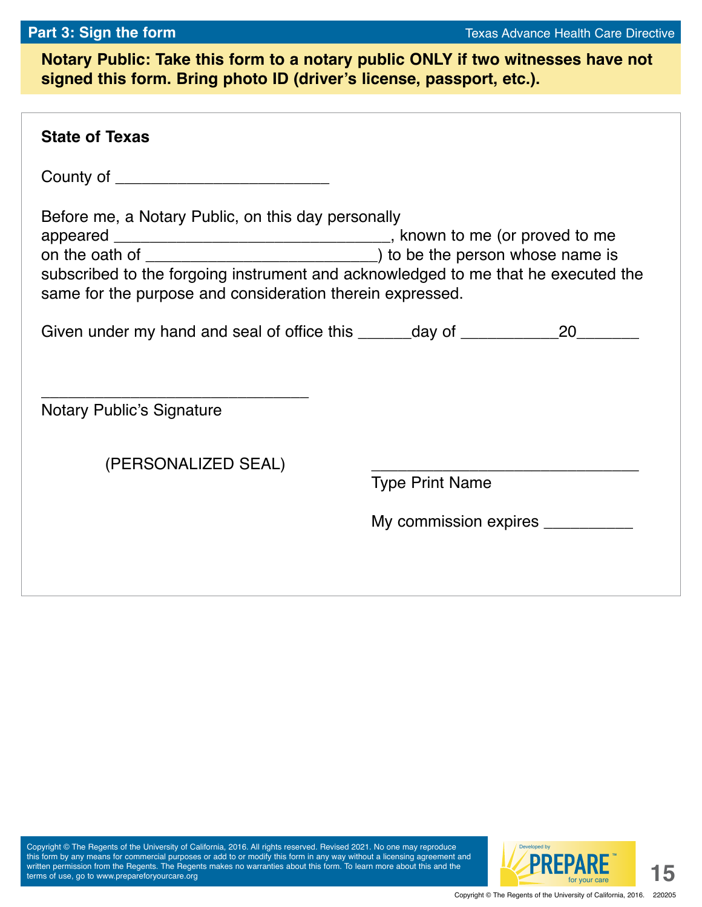## Part 3: Sign the form

Texas Advance Health Care Directive

**Notary Public: Take this form to a notary public ONLY if two witnesses have not signed this form. Bring photo ID (driver's license, passport, etc.).**

**State of Texas**

County of ________________________

Before me, a Notary Public, on this day personally appeared ________________________________, known to me (or proved to me on the oath of ___________________________) to be the person whose name is subscribed to the forgoing instrument and acknowledged to me that he executed the same for the purpose and consideration therein expressed.

Given under my hand and seal of office this ______day of ___________20_______

______________________________
Notary Public's Signature

(PERSONALIZED SEAL)

______________________________
Type Print Name

My commission expires __________

Copyright © The Regents of the University of California, 2016. All rights reserved. Revised 2021. No one may reproduce this form by any means for commercial purposes or add to or modify this form in any way without a licensing agreement and written permission from the Regents. The Regents makes no warranties about this form. To learn more about this and the terms of use, go to www.prepareforyourcare.org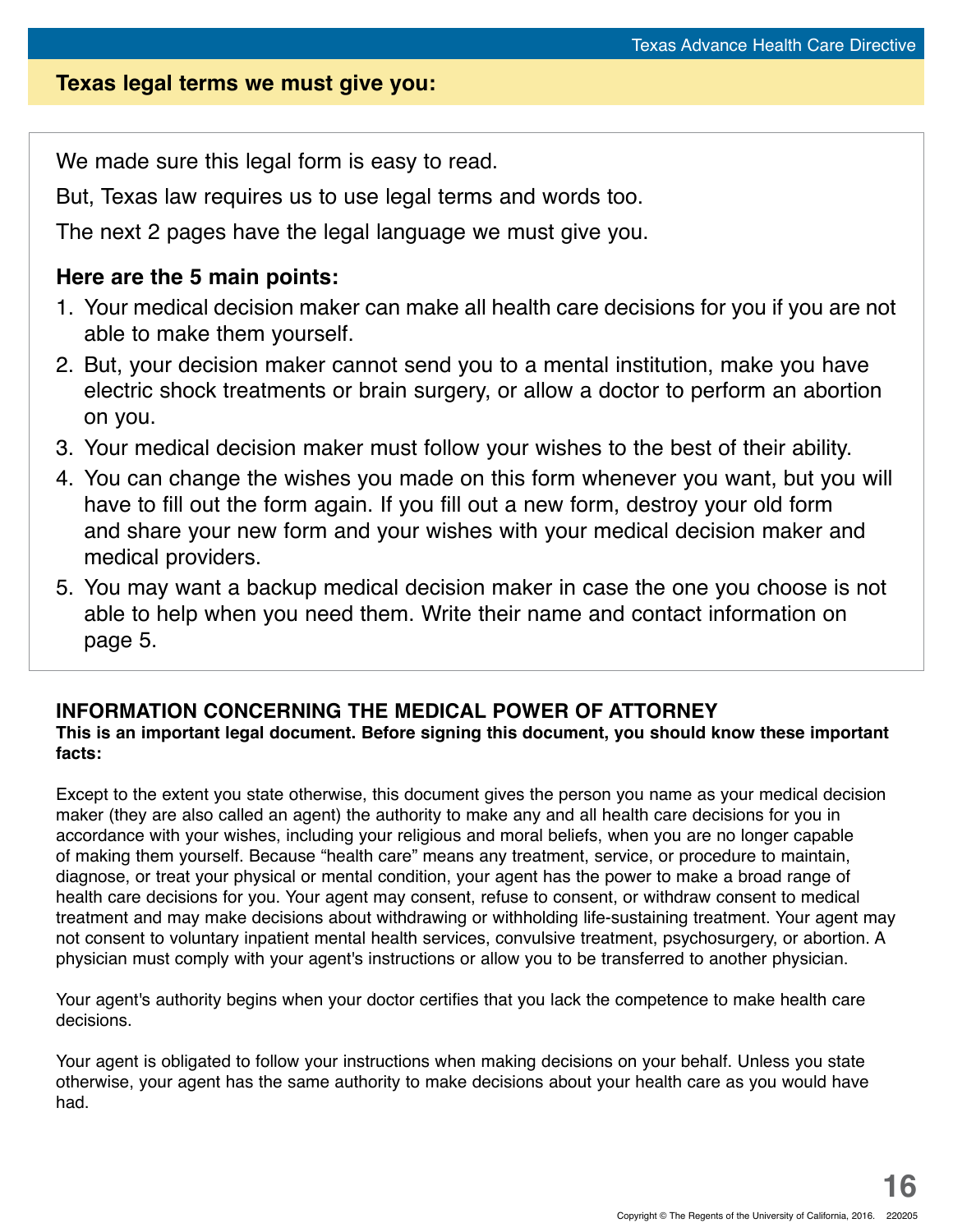## Texas legal terms we must give you:

We made sure this legal form is easy to read.

But, Texas law requires us to use legal terms and words too.

The next 2 pages have the legal language we must give you.

### Here are the 5 main points:

1. Your medical decision maker can make all health care decisions for you if you are not able to make them yourself.
2. But, your decision maker cannot send you to a mental institution, make you have electric shock treatments or brain surgery, or allow a doctor to perform an abortion on you.
3. Your medical decision maker must follow your wishes to the best of their ability.
4. You can change the wishes you made on this form whenever you want, but you will have to fill out the form again. If you fill out a new form, destroy your old form and share your new form and your wishes with your medical decision maker and medical providers.
5. You may want a backup medical decision maker in case the one you choose is not able to help when you need them. Write their name and contact information on page 5.

### INFORMATION CONCERNING THE MEDICAL POWER OF ATTORNEY

**This is an important legal document. Before signing this document, you should know these important facts:**

Except to the extent you state otherwise, this document gives the person you name as your medical decision maker (they are also called an agent) the authority to make any and all health care decisions for you in accordance with your wishes, including your religious and moral beliefs, when you are no longer capable of making them yourself. Because "health care" means any treatment, service, or procedure to maintain, diagnose, or treat your physical or mental condition, your agent has the power to make a broad range of health care decisions for you. Your agent may consent, refuse to consent, or withdraw consent to medical treatment and may make decisions about withdrawing or withholding life-sustaining treatment. Your agent may not consent to voluntary inpatient mental health services, convulsive treatment, psychosurgery, or abortion. A physician must comply with your agent's instructions or allow you to be transferred to another physician.

Your agent's authority begins when your doctor certifies that you lack the competence to make health care decisions.

Your agent is obligated to follow your instructions when making decisions on your behalf. Unless you state otherwise, your agent has the same authority to make decisions about your health care as you would have had.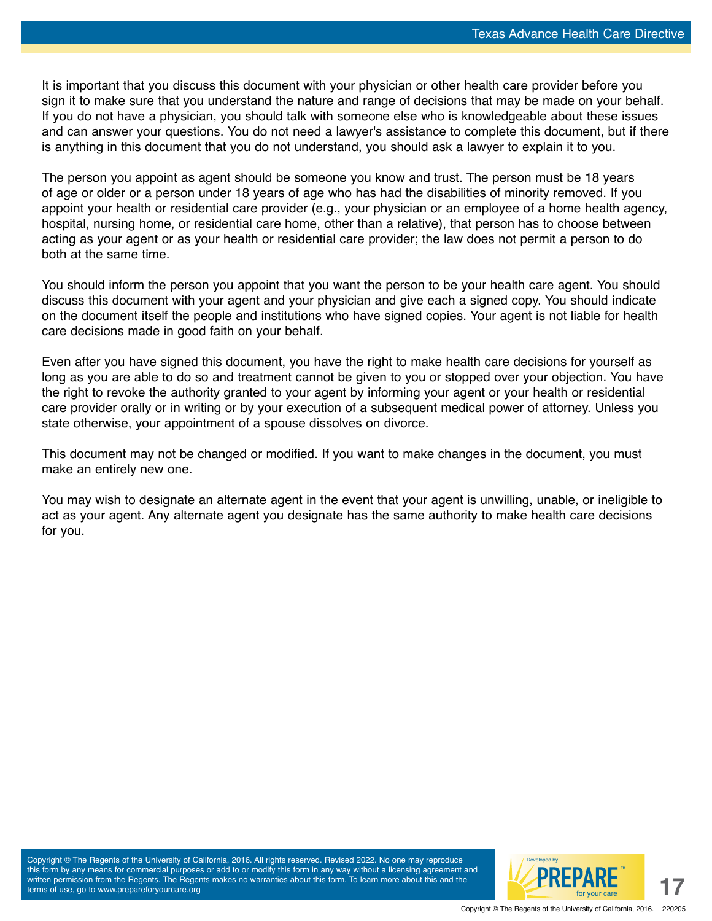It is important that you discuss this document with your physician or other health care provider before you sign it to make sure that you understand the nature and range of decisions that may be made on your behalf. If you do not have a physician, you should talk with someone else who is knowledgeable about these issues and can answer your questions. You do not need a lawyer's assistance to complete this document, but if there is anything in this document that you do not understand, you should ask a lawyer to explain it to you.

The person you appoint as agent should be someone you know and trust. The person must be 18 years of age or older or a person under 18 years of age who has had the disabilities of minority removed. If you appoint your health or residential care provider (e.g., your physician or an employee of a home health agency, hospital, nursing home, or residential care home, other than a relative), that person has to choose between acting as your agent or as your health or residential care provider; the law does not permit a person to do both at the same time.

You should inform the person you appoint that you want the person to be your health care agent. You should discuss this document with your agent and your physician and give each a signed copy. You should indicate on the document itself the people and institutions who have signed copies. Your agent is not liable for health care decisions made in good faith on your behalf.

Even after you have signed this document, you have the right to make health care decisions for yourself as long as you are able to do so and treatment cannot be given to you or stopped over your objection. You have the right to revoke the authority granted to your agent by informing your agent or your health or residential care provider orally or in writing or by your execution of a subsequent medical power of attorney. Unless you state otherwise, your appointment of a spouse dissolves on divorce.

This document may not be changed or modified. If you want to make changes in the document, you must make an entirely new one.

You may wish to designate an alternate agent in the event that your agent is unwilling, unable, or ineligible to act as your agent. Any alternate agent you designate has the same authority to make health care decisions for you.

Copyright © The Regents of the University of California, 2016. All rights reserved. Revised 2022. No one may reproduce this form by any means for commercial purposes or add to or modify this form in any way without a licensing agreement and written permission from the Regents. The Regents makes no warranties about this form. To learn more about this and the terms of use, go to www.prepareforyourcare.org